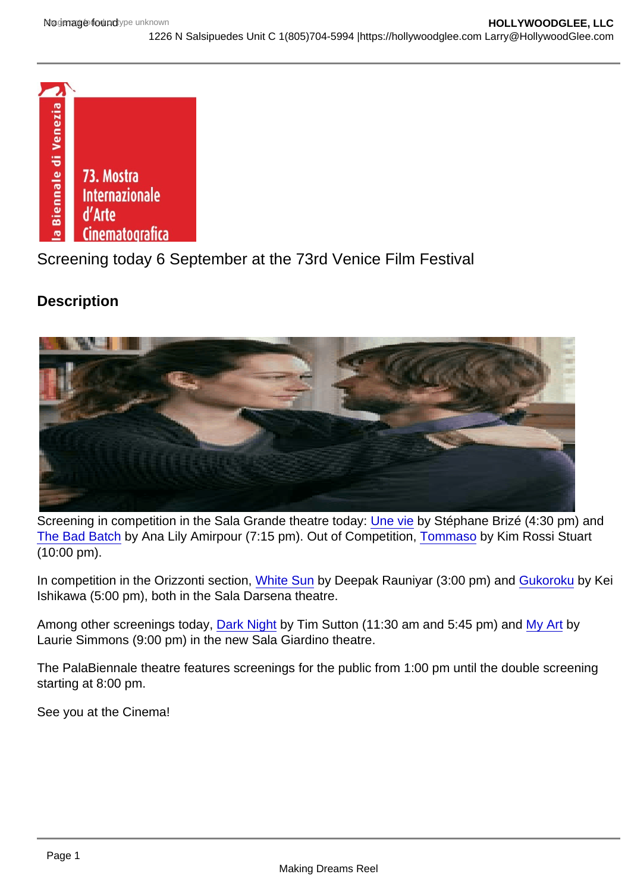Screening today 6 September at the 73rd Venice Film Festival

## Description

Screening in competition in the Sala Grande theatre today: Une vie by Stéphane Brizé (4:30 pm) and The Bad Batch by Ana Lily Amirpour (7:15 pm). Out of Competition, Tommaso by Kim Rossi Stuart (10:00 pm).

In competition in the Orizzonti section, White Sun by Deepak Rauniyar (3:00 pm) and Gukoroku by Kei Ishikawa (5:00 pm), both in the Sala Darsena theatre.

Among other screenings today, Dark Night by Tim Sutton (11:30 am and 5:45 pm) and My Art by Laurie Simmons (9:00 pm) in the new Sala Giardino theatre.

The PalaBiennale theatre features screenings for the public from 1:00 pm until the double screening starting at 8:00 pm.

See you at the Cinema!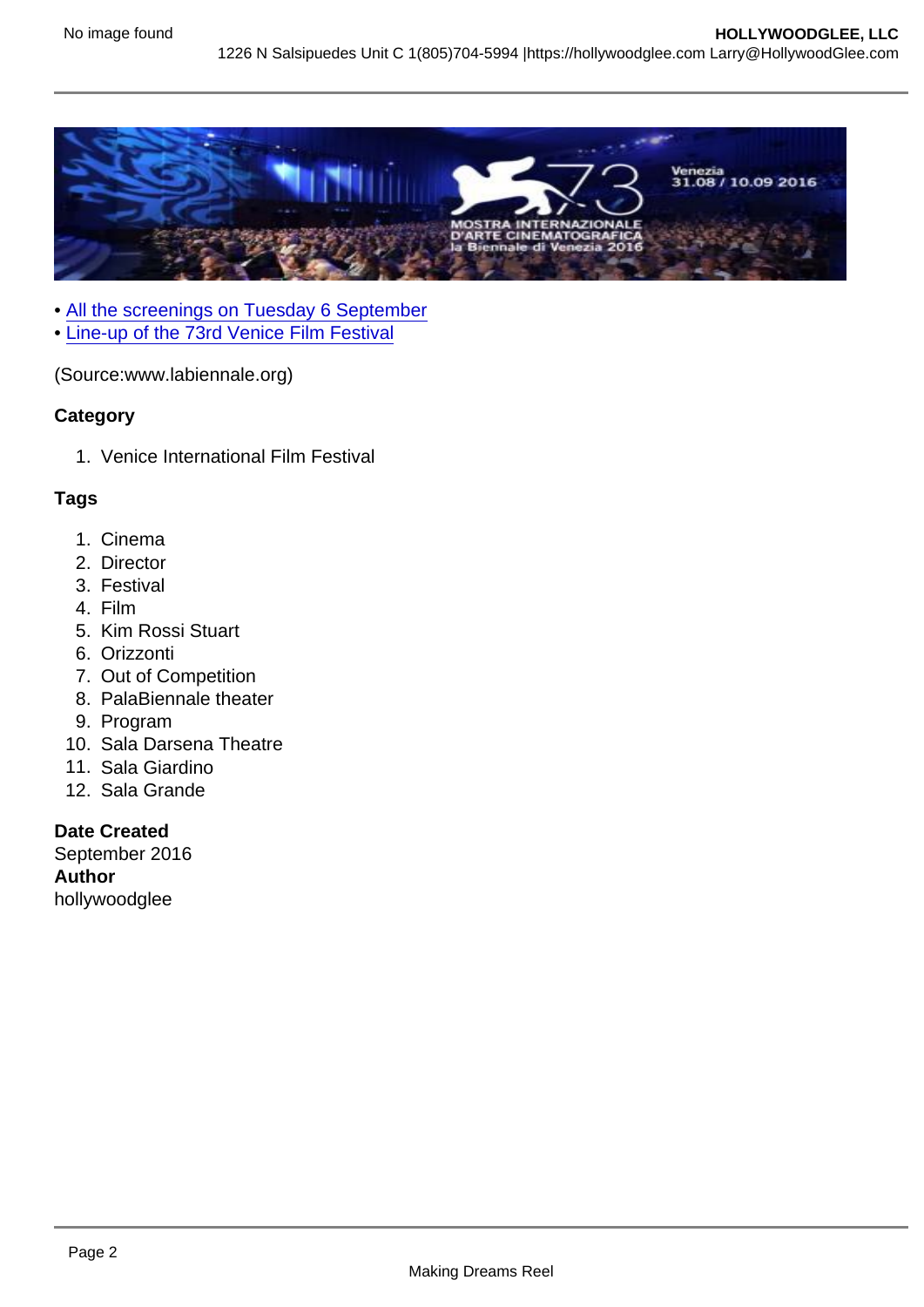• All the screenings on Tuesday 6 September
• Line-up of the 73rd Venice Film Festival

(Source:www.labiennale.org)

**Category**

1. Venice International Film Festival

**Tags**

1. Cinema
2. Director
3. Festival
4. Film
5. Kim Rossi Stuart
6. Orizzonti
7. Out of Competition
8. PalaBiennale theater
9. Program
10. Sala Darsena Theatre
11. Sala Giardino
12. Sala Grande

**Date Created**
September 2016
**Author**
hollywoodglee